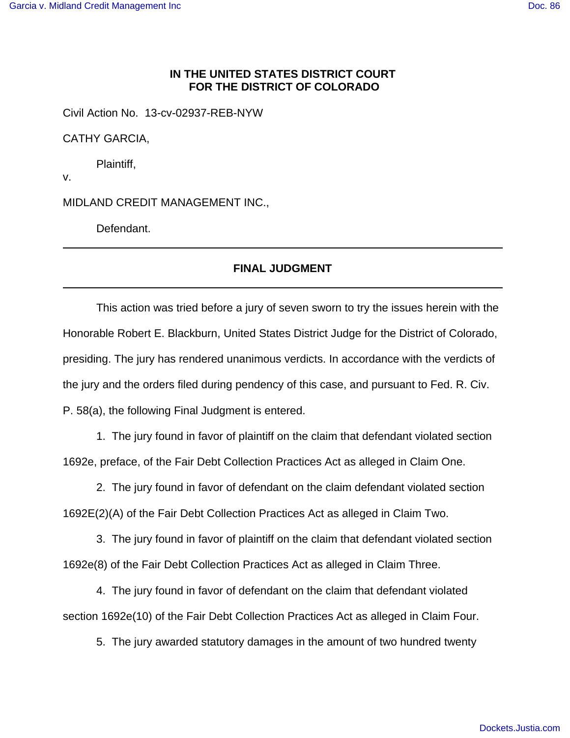**IN THE UNITED STATES DISTRICT COURT**
**FOR THE DISTRICT OF COLORADO**

Civil Action No. 13-cv-02937-REB-NYW

CATHY GARCIA,

Plaintiff,

v.

MIDLAND CREDIT MANAGEMENT INC.,

Defendant.

---

## FINAL JUDGMENT

---

This action was tried before a jury of seven sworn to try the issues herein with the Honorable Robert E. Blackburn, United States District Judge for the District of Colorado, presiding. The jury has rendered unanimous verdicts. In accordance with the verdicts of the jury and the orders filed during pendency of this case, and pursuant to Fed. R. Civ. P. 58(a), the following Final Judgment is entered.

1. The jury found in favor of plaintiff on the claim that defendant violated section 1692e, preface, of the Fair Debt Collection Practices Act as alleged in Claim One.

2. The jury found in favor of defendant on the claim defendant violated section 1692E(2)(A) of the Fair Debt Collection Practices Act as alleged in Claim Two.

3. The jury found in favor of plaintiff on the claim that defendant violated section 1692e(8) of the Fair Debt Collection Practices Act as alleged in Claim Three.

4. The jury found in favor of defendant on the claim that defendant violated section 1692e(10) of the Fair Debt Collection Practices Act as alleged in Claim Four.

5. The jury awarded statutory damages in the amount of two hundred twenty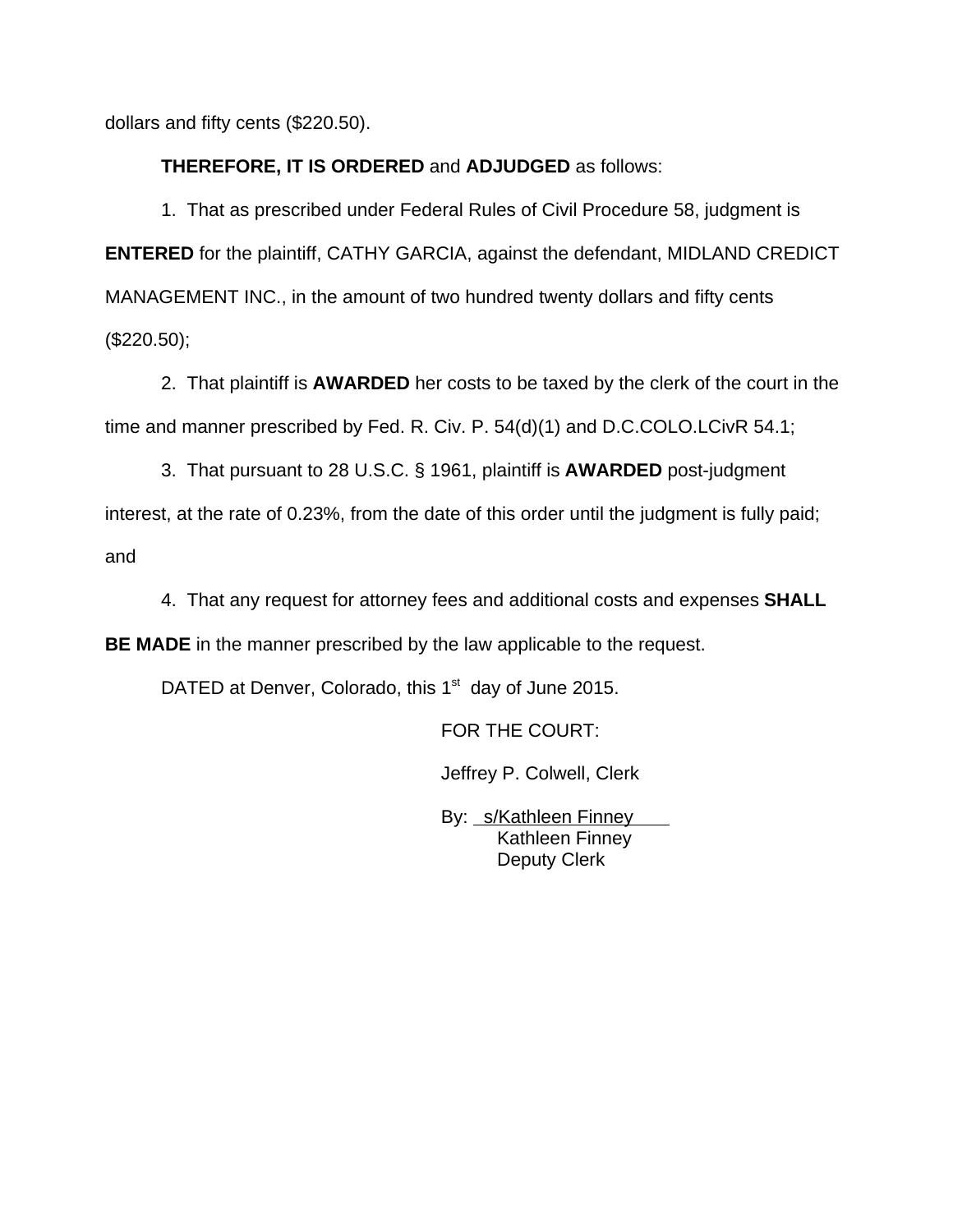dollars and fifty cents ($220.50).

**THEREFORE, IT IS ORDERED** and **ADJUDGED** as follows:

1. That as prescribed under Federal Rules of Civil Procedure 58, judgment is **ENTERED** for the plaintiff, CATHY GARCIA, against the defendant, MIDLAND CREDICT MANAGEMENT INC., in the amount of two hundred twenty dollars and fifty cents ($220.50);

2. That plaintiff is **AWARDED** her costs to be taxed by the clerk of the court in the time and manner prescribed by Fed. R. Civ. P. 54(d)(1) and D.C.COLO.LCivR 54.1;

3. That pursuant to 28 U.S.C. § 1961, plaintiff is **AWARDED** post-judgment interest, at the rate of 0.23%, from the date of this order until the judgment is fully paid; and

4. That any request for attorney fees and additional costs and expenses **SHALL BE MADE** in the manner prescribed by the law applicable to the request.

DATED at Denver, Colorado, this 1st day of June 2015.

FOR THE COURT:

Jeffrey P. Colwell, Clerk

By: s/Kathleen Finney
Kathleen Finney
Deputy Clerk